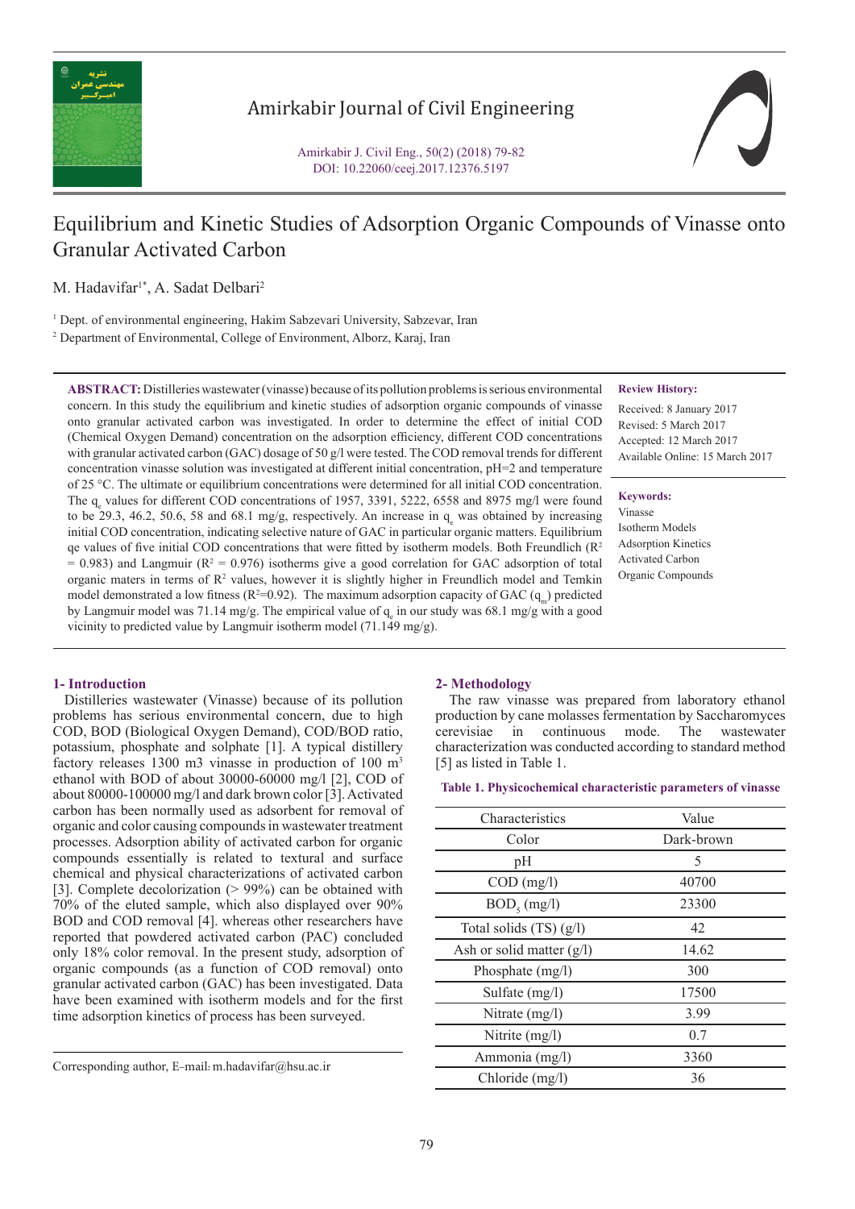# Equilibrium and Kinetic Studies of Adsorption Organic Compounds of Vinasse onto Granular Activated Carbon

M. Hadavifar[1*], A. Sadat Delbari[2]

[1] Dept. of environmental engineering, Hakim Sabzevari University, Sabzevar, Iran

[2] Department of Environmental, College of Environment, Alborz, Karaj, Iran

**ABSTRACT:** Distilleries wastewater (vinasse) because of its pollution problems is serious environmental concern. In this study the equilibrium and kinetic studies of adsorption organic compounds of vinasse onto granular activated carbon was investigated. In order to determine the effect of initial COD (Chemical Oxygen Demand) concentration on the adsorption efficiency, different COD concentrations with granular activated carbon (GAC) dosage of 50 g/l were tested. The COD removal trends for different concentration vinasse solution was investigated at different initial concentration, pH=2 and temperature of 25 °C. The ultimate or equilibrium concentrations were determined for all initial COD concentration. The $q_e$ values for different COD concentrations of 1957, 3391, 5222, 6558 and 8975 mg/l were found to be 29.3, 46.2, 50.6, 58 and 68.1 mg/g, respectively. An increase in $q_e$ was obtained by increasing initial COD concentration, indicating selective nature of GAC in particular organic matters. Equilibrium qe values of five initial COD concentrations that were fitted by isotherm models. Both Freundlich ($R^2 = 0.983$) and Langmuir ($R^2 = 0.976$) isotherms give a good correlation for GAC adsorption of total organic maters in terms of $R^2$ values, however it is slightly higher in Freundlich model and Temkin model demonstrated a low fitness ($R^2$=0.92). The maximum adsorption capacity of GAC ($q_m$) predicted by Langmuir model was 71.14 mg/g. The empirical value of $q_e$ in our study was 68.1 mg/g with a good vicinity to predicted value by Langmuir isotherm model (71.149 mg/g).

**Review History:**

Received: 8 January 2017
Revised: 5 March 2017
Accepted: 12 March 2017
Available Online: 15 March 2017

**Keywords:**

Vinasse
Isotherm Models
Adsorption Kinetics
Activated Carbon
Organic Compounds

## 1- Introduction

Distilleries wastewater (Vinasse) because of its pollution problems has serious environmental concern, due to high COD, BOD (Biological Oxygen Demand), COD/BOD ratio, potassium, phosphate and solphate [1]. A typical distillery factory releases 1300 m3 vinasse in production of 100 $m^3$ ethanol with BOD of about 30000-60000 mg/l [2], COD of about 80000-100000 mg/l and dark brown color [3]. Activated carbon has been normally used as adsorbent for removal of organic and color causing compounds in wastewater treatment processes. Adsorption ability of activated carbon for organic compounds essentially is related to textural and surface chemical and physical characterizations of activated carbon [3]. Complete decolorization (> 99%) can be obtained with 70% of the eluted sample, which also displayed over 90% BOD and COD removal [4]. whereas other researchers have reported that powdered activated carbon (PAC) concluded only 18% color removal. In the present study, adsorption of organic compounds (as a function of COD removal) onto granular activated carbon (GAC) has been investigated. Data have been examined with isotherm models and for the first time adsorption kinetics of process has been surveyed.

Corresponding author, E-mail: m.hadavifar@hsu.ac.ir

## 2- Methodology

The raw vinasse was prepared from laboratory ethanol production by cane molasses fermentation by Saccharomyces cerevisiae in continuous mode. The wastewater characterization was conducted according to standard method [5] as listed in Table 1.

**Table 1. Physicochemical characteristic parameters of vinasse**

| Characteristics | Value |
|---|---|
| Color | Dark-brown |
| pH | 5 |
| COD (mg/l) | 40700 |
| $BOD_5$ (mg/l) | 23300 |
| Total solids (TS) (g/l) | 42 |
| Ash or solid matter (g/l) | 14.62 |
| Phosphate (mg/l) | 300 |
| Sulfate (mg/l) | 17500 |
| Nitrate (mg/l) | 3.99 |
| Nitrite (mg/l) | 0.7 |
| Ammonia (mg/l) | 3360 |
| Chloride (mg/l) | 36 |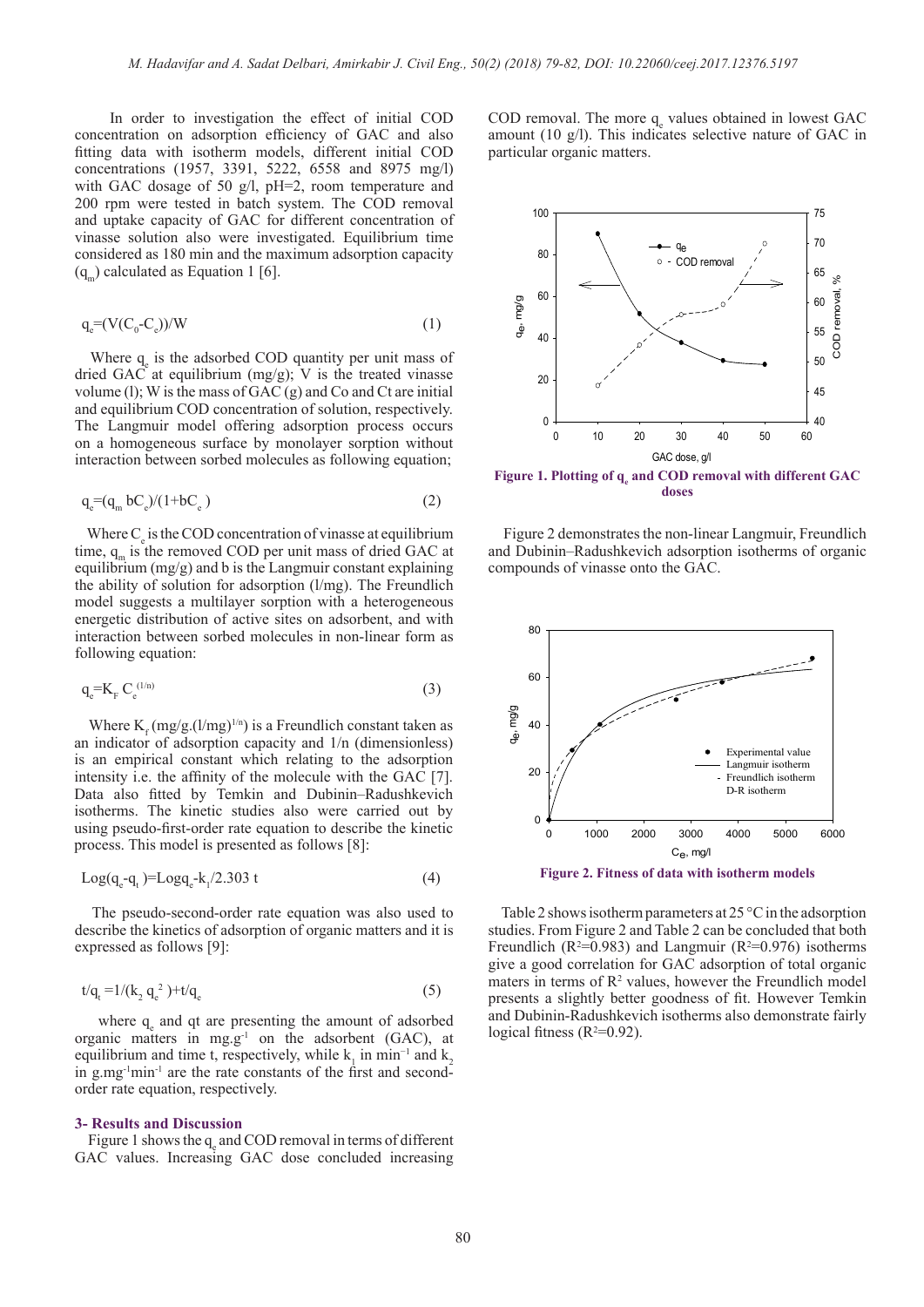In order to investigation the effect of initial COD concentration on adsorption efficiency of GAC and also fitting data with isotherm models, different initial COD concentrations (1957, 3391, 5222, 6558 and 8975 mg/l) with GAC dosage of 50 g/l, pH=2, room temperature and 200 rpm were tested in batch system. The COD removal and uptake capacity of GAC for different concentration of vinasse solution also were investigated. Equilibrium time considered as 180 min and the maximum adsorption capacity ($q_m$) calculated as Equation 1 [6].

$$q_e=(V(C_0-C_e))/W \tag{1}$$

Where $q_e$ is the adsorbed COD quantity per unit mass of dried GAC at equilibrium (mg/g); V is the treated vinasse volume (l); W is the mass of GAC (g) and Co and Ct are initial and equilibrium COD concentration of solution, respectively. The Langmuir model offering adsorption process occurs on a homogeneous surface by monolayer sorption without interaction between sorbed molecules as following equation;

$$q_e=(q_m bC_e)/(1+bC_e) \tag{2}$$

Where $C_e$ is the COD concentration of vinasse at equilibrium time, $q_m$ is the removed COD per unit mass of dried GAC at equilibrium (mg/g) and b is the Langmuir constant explaining the ability of solution for adsorption (l/mg). The Freundlich model suggests a multilayer sorption with a heterogeneous energetic distribution of active sites on adsorbent, and with interaction between sorbed molecules in non-linear form as following equation:

$$q_e=K_F C_e^{(1/n)} \tag{3}$$

Where $K_F$ (mg/g.(l/mg)$^{1/n}$) is a Freundlich constant taken as an indicator of adsorption capacity and 1/n (dimensionless) is an empirical constant which relating to the adsorption intensity i.e. the affinity of the molecule with the GAC [7]. Data also fitted by Temkin and Dubinin–Radushkevich isotherms. The kinetic studies also were carried out by using pseudo-first-order rate equation to describe the kinetic process. This model is presented as follows [8]:

$$\text{Log}(q_e-q_t)=\text{Log}q_e-k_1/2.303\ t \tag{4}$$

The pseudo-second-order rate equation was also used to describe the kinetics of adsorption of organic matters and it is expressed as follows [9]:

$$t/q_t=1/(k_2\, q_e^2)+t/q_e \tag{5}$$

where $q_e$ and qt are presenting the amount of adsorbed organic matters in mg.g$^{-1}$ on the adsorbent (GAC), at equilibrium and time t, respectively, while $k_1$ in min$^{-1}$ and $k_2$ in g.mg$^{-1}$min$^{-1}$ are the rate constants of the first and second-order rate equation, respectively.

## 3- Results and Discussion

Figure 1 shows the $q_e$ and COD removal in terms of different GAC values. Increasing GAC dose concluded increasing COD removal. The more $q_e$ values obtained in lowest GAC amount (10 g/l). This indicates selective nature of GAC in particular organic matters.

**Figure 1. Plotting of $q_e$ and COD removal with different GAC doses**

Figure 2 demonstrates the non-linear Langmuir, Freundlich and Dubinin–Radushkevich adsorption isotherms of organic compounds of vinasse onto the GAC.

**Figure 2. Fitness of data with isotherm models**

Table 2 shows isotherm parameters at 25 °C in the adsorption studies. From Figure 2 and Table 2 can be concluded that both Freundlich ($R^2$=0.983) and Langmuir ($R^2$=0.976) isotherms give a good correlation for GAC adsorption of total organic maters in terms of $R^2$ values, however the Freundlich model presents a slightly better goodness of fit. However Temkin and Dubinin-Radushkevich isotherms also demonstrate fairly logical fitness ($R^2$=0.92).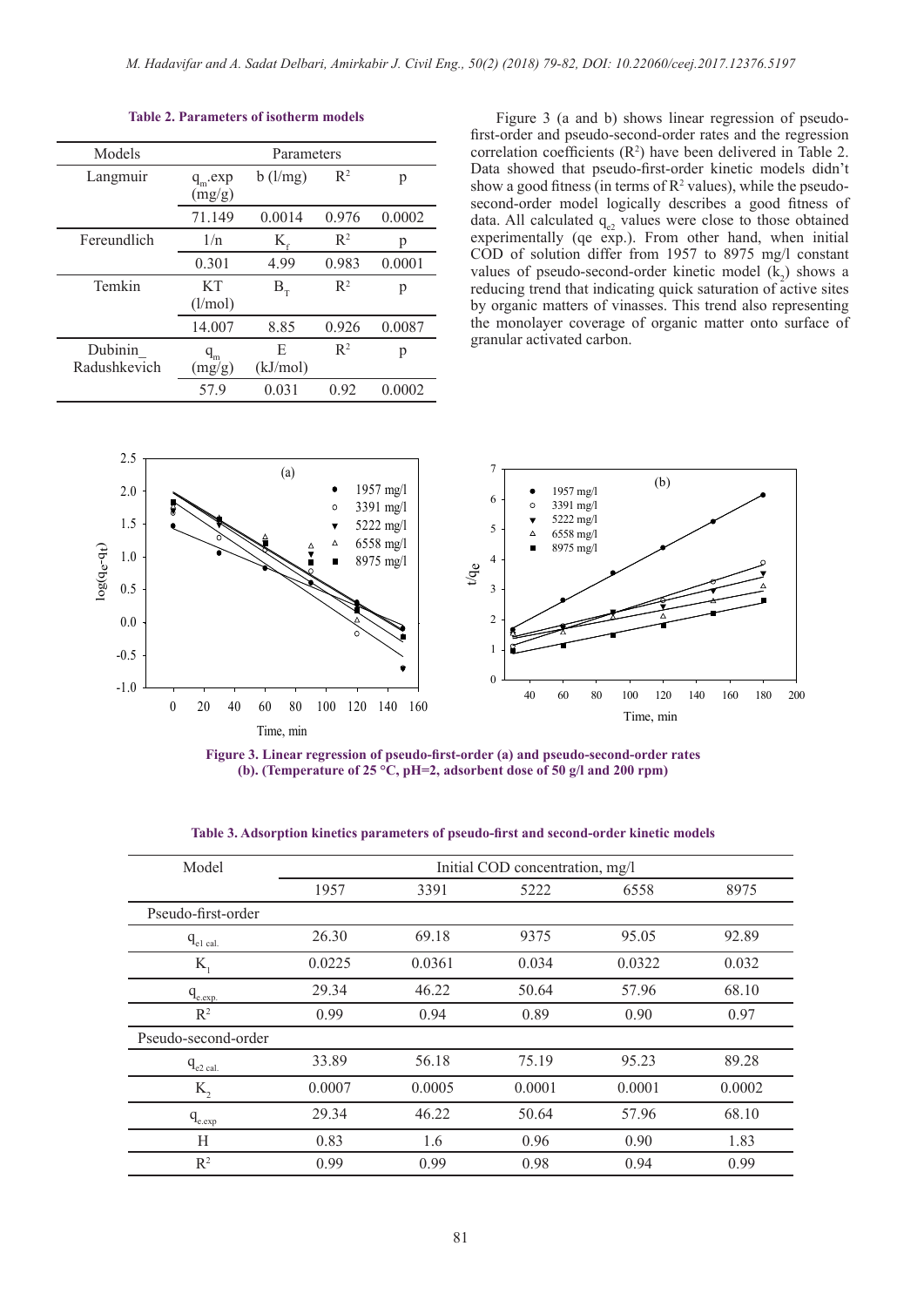**Table 2. Parameters of isotherm models**

| Models | Parameters | | | |
|---|---|---|---|---|
| Langmuir | $q_m$.exp (mg/g) | b (l/mg) | $R^2$ | p |
| | 71.149 | 0.0014 | 0.976 | 0.0002 |
| Fereundlich | 1/n | $K_f$ | $R^2$ | p |
| | 0.301 | 4.99 | 0.983 | 0.0001 |
| Temkin | KT (l/mol) | $B_T$ | $R^2$ | p |
| | 14.007 | 8.85 | 0.926 | 0.0087 |
| Dubinin_ Radushkevich | $q_m$ (mg/g) | E (kJ/mol) | $R^2$ | p |
| | 57.9 | 0.031 | 0.92 | 0.0002 |

Figure 3 (a and b) shows linear regression of pseudo-first-order and pseudo-second-order rates and the regression correlation coefficients ($R^2$) have been delivered in Table 2. Data showed that pseudo-first-order kinetic models didn't show a good fitness (in terms of $R^2$ values), while the pseudo-second-order model logically describes a good fitness of data. All calculated $q_{e2}$ values were close to those obtained experimentally (qe exp.). From other hand, when initial COD of solution differ from 1957 to 8975 mg/l constant values of pseudo-second-order kinetic model ($k_2$) shows a reducing trend that indicating quick saturation of active sites by organic matters of vinasses. This trend also representing the monolayer coverage of organic matter onto surface of granular activated carbon.

**Figure 3. Linear regression of pseudo-first-order (a) and pseudo-second-order rates (b). (Temperature of 25 °C, pH=2, adsorbent dose of 50 g/l and 200 rpm)**

**Table 3. Adsorption kinetics parameters of pseudo-first and second-order kinetic models**

| Model | Initial COD concentration, mg/l | | | | |
|---|---|---|---|---|---|
| | 1957 | 3391 | 5222 | 6558 | 8975 |
| Pseudo-first-order | | | | | |
| $q_{e1\ cal.}$ | 26.30 | 69.18 | 9375 | 95.05 | 92.89 |
| $K_1$ | 0.0225 | 0.0361 | 0.034 | 0.0322 | 0.032 |
| $q_{e.exp.}$ | 29.34 | 46.22 | 50.64 | 57.96 | 68.10 |
| $R^2$ | 0.99 | 0.94 | 0.89 | 0.90 | 0.97 |
| Pseudo-second-order | | | | | |
| $q_{e2\ cal.}$ | 33.89 | 56.18 | 75.19 | 95.23 | 89.28 |
| $K_2$ | 0.0007 | 0.0005 | 0.0001 | 0.0001 | 0.0002 |
| $q_{e.exp}$ | 29.34 | 46.22 | 50.64 | 57.96 | 68.10 |
| H | 0.83 | 1.6 | 0.96 | 0.90 | 1.83 |
| $R^2$ | 0.99 | 0.99 | 0.98 | 0.94 | 0.99 |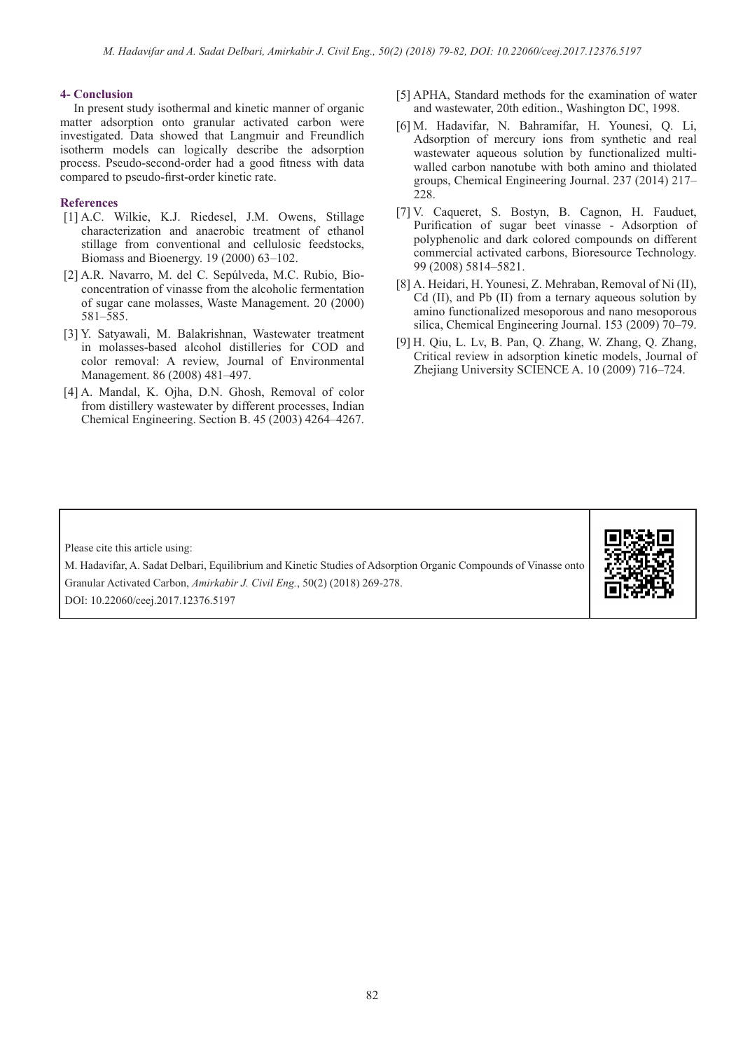## 4- Conclusion

In present study isothermal and kinetic manner of organic matter adsorption onto granular activated carbon were investigated. Data showed that Langmuir and Freundlich isotherm models can logically describe the adsorption process. Pseudo-second-order had a good fitness with data compared to pseudo-first-order kinetic rate.

## References

[1] A.C. Wilkie, K.J. Riedesel, J.M. Owens, Stillage characterization and anaerobic treatment of ethanol stillage from conventional and cellulosic feedstocks, Biomass and Bioenergy. 19 (2000) 63–102.

[2] A.R. Navarro, M. del C. Sepúlveda, M.C. Rubio, Bio-concentration of vinasse from the alcoholic fermentation of sugar cane molasses, Waste Management. 20 (2000) 581–585.

[3] Y. Satyawali, M. Balakrishnan, Wastewater treatment in molasses-based alcohol distilleries for COD and color removal: A review, Journal of Environmental Management. 86 (2008) 481–497.

[4] A. Mandal, K. Ojha, D.N. Ghosh, Removal of color from distillery wastewater by different processes, Indian Chemical Engineering. Section B. 45 (2003) 4264–4267.

[5] APHA, Standard methods for the examination of water and wastewater, 20th edition., Washington DC, 1998.

[6] M. Hadavifar, N. Bahramifar, H. Younesi, Q. Li, Adsorption of mercury ions from synthetic and real wastewater aqueous solution by functionalized multi-walled carbon nanotube with both amino and thiolated groups, Chemical Engineering Journal. 237 (2014) 217–228.

[7] V. Caqueret, S. Bostyn, B. Cagnon, H. Fauduet, Purification of sugar beet vinasse - Adsorption of polyphenolic and dark colored compounds on different commercial activated carbons, Bioresource Technology. 99 (2008) 5814–5821.

[8] A. Heidari, H. Younesi, Z. Mehraban, Removal of Ni (II), Cd (II), and Pb (II) from a ternary aqueous solution by amino functionalized mesoporous and nano mesoporous silica, Chemical Engineering Journal. 153 (2009) 70–79.

[9] H. Qiu, L. Lv, B. Pan, Q. Zhang, W. Zhang, Q. Zhang, Critical review in adsorption kinetic models, Journal of Zhejiang University SCIENCE A. 10 (2009) 716–724.

Please cite this article using:

M. Hadavifar, A. Sadat Delbari, Equilibrium and Kinetic Studies of Adsorption Organic Compounds of Vinasse onto Granular Activated Carbon, *Amirkabir J. Civil Eng.*, 50(2) (2018) 269-278.

DOI: 10.22060/ceej.2017.12376.5197